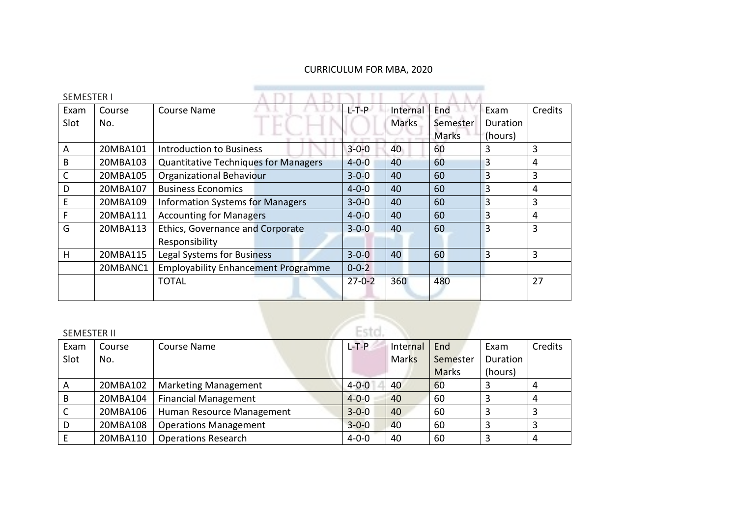# CURRICULUM FOR MBA, 2020

## SEMESTER I

| Exam Slot | Course No. | Course Name | L-T-P | Internal Marks | End Semester Marks | Exam Duration (hours) | Credits |
|---|---|---|---|---|---|---|---|
| A | 20MBA101 | Introduction to Business | 3-0-0 | 40 | 60 | 3 | 3 |
| B | 20MBA103 | Quantitative Techniques for Managers | 4-0-0 | 40 | 60 | 3 | 4 |
| C | 20MBA105 | Organizational Behaviour | 3-0-0 | 40 | 60 | 3 | 3 |
| D | 20MBA107 | Business Economics | 4-0-0 | 40 | 60 | 3 | 4 |
| E | 20MBA109 | Information Systems for Managers | 3-0-0 | 40 | 60 | 3 | 3 |
| F | 20MBA111 | Accounting for Managers | 4-0-0 | 40 | 60 | 3 | 4 |
| G | 20MBA113 | Ethics, Governance and Corporate Responsibility | 3-0-0 | 40 | 60 | 3 | 3 |
| H | 20MBA115 | Legal Systems for Business | 3-0-0 | 40 | 60 | 3 | 3 |
| | 20MBANC1 | Employability Enhancement Programme | 0-0-2 | | | | |
| | | TOTAL | 27-0-2 | 360 | 480 | | 27 |

## SEMESTER II

| Exam Slot | Course No. | Course Name | L-T-P | Internal Marks | End Semester Marks | Exam Duration (hours) | Credits |
|---|---|---|---|---|---|---|---|
| A | 20MBA102 | Marketing Management | 4-0-0 | 40 | 60 | 3 | 4 |
| B | 20MBA104 | Financial Management | 4-0-0 | 40 | 60 | 3 | 4 |
| C | 20MBA106 | Human Resource Management | 3-0-0 | 40 | 60 | 3 | 3 |
| D | 20MBA108 | Operations Management | 3-0-0 | 40 | 60 | 3 | 3 |
| E | 20MBA110 | Operations Research | 4-0-0 | 40 | 60 | 3 | 4 |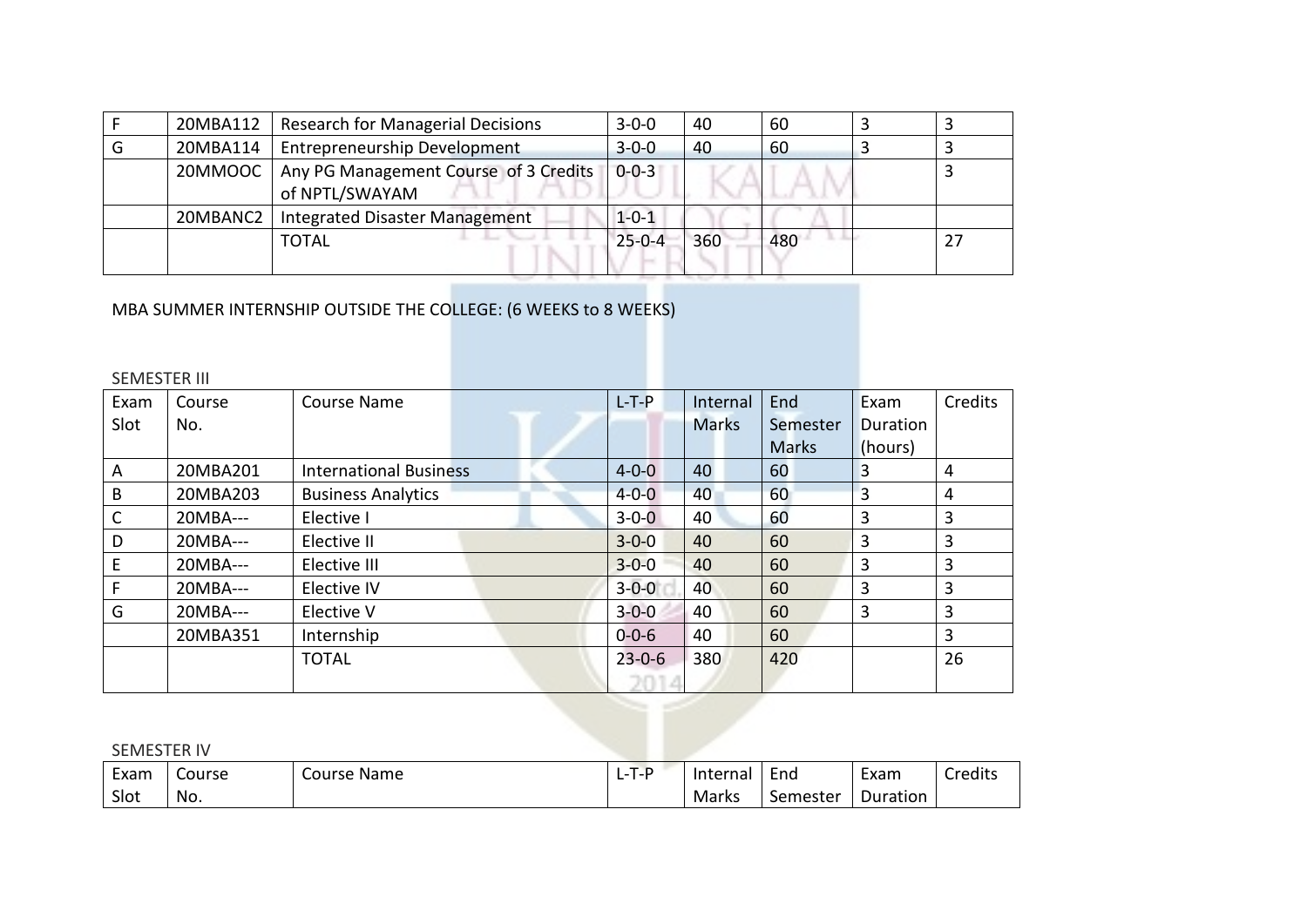| F | 20MBA112 | Research for Managerial Decisions | 3-0-0 | 40 | 60 | 3 | 3 |
|---|---|---|---|---|---|---|---|
| G | 20MBA114 | Entrepreneurship Development | 3-0-0 | 40 | 60 | 3 | 3 |
| | 20MMOOC | Any PG Management Course of 3 Credits of NPTL/SWAYAM | 0-0-3 | | | | 3 |
| | 20MBANC2 | Integrated Disaster Management | 1-0-1 | | | | |
| | | TOTAL | 25-0-4 | 360 | 480 | | 27 |

MBA SUMMER INTERNSHIP OUTSIDE THE COLLEGE: (6 WEEKS to 8 WEEKS)

SEMESTER III

| Exam Slot | Course No. | Course Name | L-T-P | Internal Marks | End Semester Marks | Exam Duration (hours) | Credits |
|---|---|---|---|---|---|---|---|
| A | 20MBA201 | International Business | 4-0-0 | 40 | 60 | 3 | 4 |
| B | 20MBA203 | Business Analytics | 4-0-0 | 40 | 60 | 3 | 4 |
| C | 20MBA--- | Elective I | 3-0-0 | 40 | 60 | 3 | 3 |
| D | 20MBA--- | Elective II | 3-0-0 | 40 | 60 | 3 | 3 |
| E | 20MBA--- | Elective III | 3-0-0 | 40 | 60 | 3 | 3 |
| F | 20MBA--- | Elective IV | 3-0-0 | 40 | 60 | 3 | 3 |
| G | 20MBA--- | Elective V | 3-0-0 | 40 | 60 | 3 | 3 |
| | 20MBA351 | Internship | 0-0-6 | 40 | 60 | | 3 |
| | | TOTAL | 23-0-6 | 380 | 420 | | 26 |

SEMESTER IV

| Exam Slot | Course No. | Course Name | L-T-P | Internal Marks | End Semester | Exam Duration | Credits |
|---|---|---|---|---|---|---|---|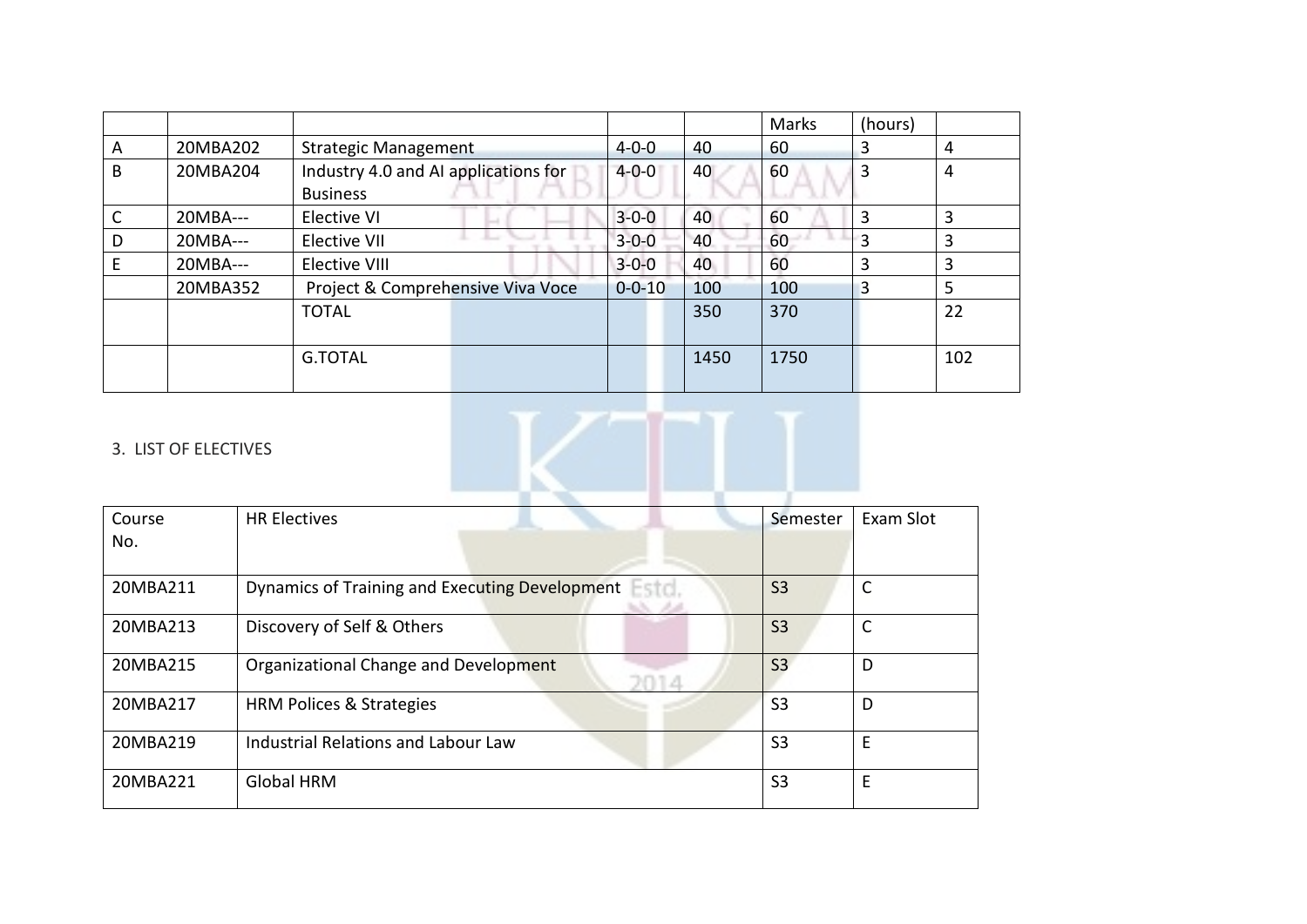| | | | | | Marks | (hours) | |
|---|---|---|---|---|---|---|---|
| A | 20MBA202 | Strategic Management | 4-0-0 | 40 | 60 | 3 | 4 |
| B | 20MBA204 | Industry 4.0 and AI applications for Business | 4-0-0 | 40 | 60 | 3 | 4 |
| C | 20MBA--- | Elective VI | 3-0-0 | 40 | 60 | 3 | 3 |
| D | 20MBA--- | Elective VII | 3-0-0 | 40 | 60 | 3 | 3 |
| E | 20MBA--- | Elective VIII | 3-0-0 | 40 | 60 | 3 | 3 |
| | 20MBA352 | Project & Comprehensive Viva Voce | 0-0-10 | 100 | 100 | 3 | 5 |
| | | TOTAL | | 350 | 370 | | 22 |
| | | G.TOTAL | | 1450 | 1750 | | 102 |

3. LIST OF ELECTIVES

| Course No. | HR Electives | Semester | Exam Slot |
|---|---|---|---|
| 20MBA211 | Dynamics of Training and Executing Development | S3 | C |
| 20MBA213 | Discovery of Self & Others | S3 | C |
| 20MBA215 | Organizational Change and Development | S3 | D |
| 20MBA217 | HRM Polices & Strategies | S3 | D |
| 20MBA219 | Industrial Relations and Labour Law | S3 | E |
| 20MBA221 | Global HRM | S3 | E |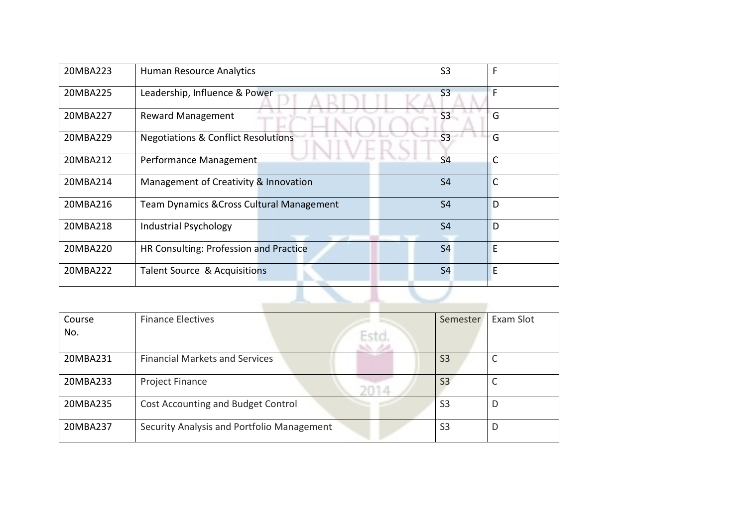| | | | |
|---|---|---|---|
| 20MBA223 | Human Resource Analytics | S3 | F |
| 20MBA225 | Leadership, Influence & Power | S3 | F |
| 20MBA227 | Reward Management | S3 | G |
| 20MBA229 | Negotiations & Conflict Resolutions | S3 | G |
| 20MBA212 | Performance Management | S4 | C |
| 20MBA214 | Management of Creativity & Innovation | S4 | C |
| 20MBA216 | Team Dynamics &Cross Cultural Management | S4 | D |
| 20MBA218 | Industrial Psychology | S4 | D |
| 20MBA220 | HR Consulting: Profession and Practice | S4 | E |
| 20MBA222 | Talent Source & Acquisitions | S4 | E |

| Course No. | Finance Electives | Semester | Exam Slot |
|---|---|---|---|
| 20MBA231 | Financial Markets and Services | S3 | C |
| 20MBA233 | Project Finance | S3 | C |
| 20MBA235 | Cost Accounting and Budget Control | S3 | D |
| 20MBA237 | Security Analysis and Portfolio Management | S3 | D |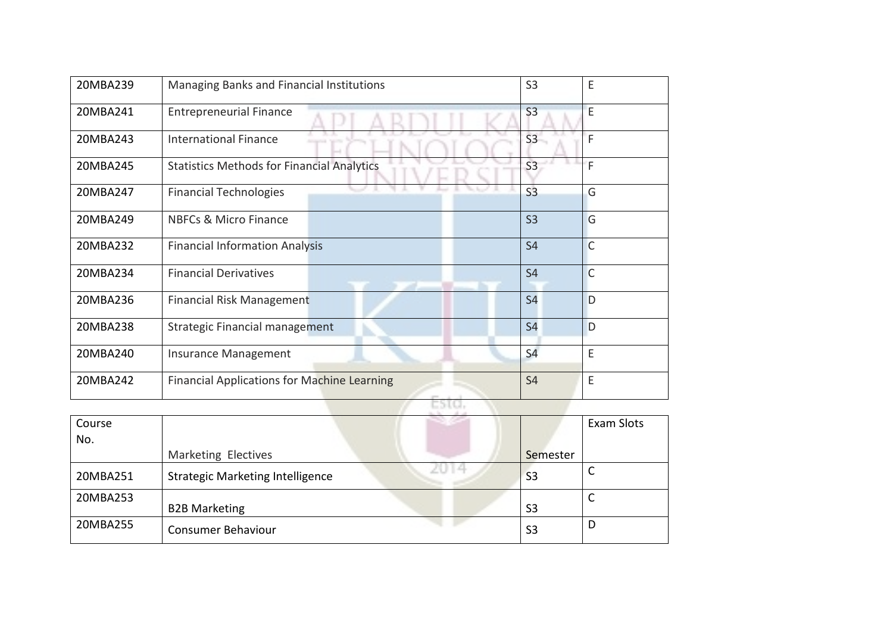| | | | |
|---|---|---|---|
| 20MBA239 | Managing Banks and Financial Institutions | S3 | E |
| 20MBA241 | Entrepreneurial Finance | S3 | E |
| 20MBA243 | International Finance | S3 | F |
| 20MBA245 | Statistics Methods for Financial Analytics | S3 | F |
| 20MBA247 | Financial Technologies | S3 | G |
| 20MBA249 | NBFCs & Micro Finance | S3 | G |
| 20MBA232 | Financial Information Analysis | S4 | C |
| 20MBA234 | Financial Derivatives | S4 | C |
| 20MBA236 | Financial Risk Management | S4 | D |
| 20MBA238 | Strategic Financial management | S4 | D |
| 20MBA240 | Insurance Management | S4 | E |
| 20MBA242 | Financial Applications for Machine Learning | S4 | E |

| Course No. | Marketing Electives | Semester | Exam Slots |
|---|---|---|---|
| 20MBA251 | Strategic Marketing Intelligence | S3 | C |
| 20MBA253 | B2B Marketing | S3 | C |
| 20MBA255 | Consumer Behaviour | S3 | D |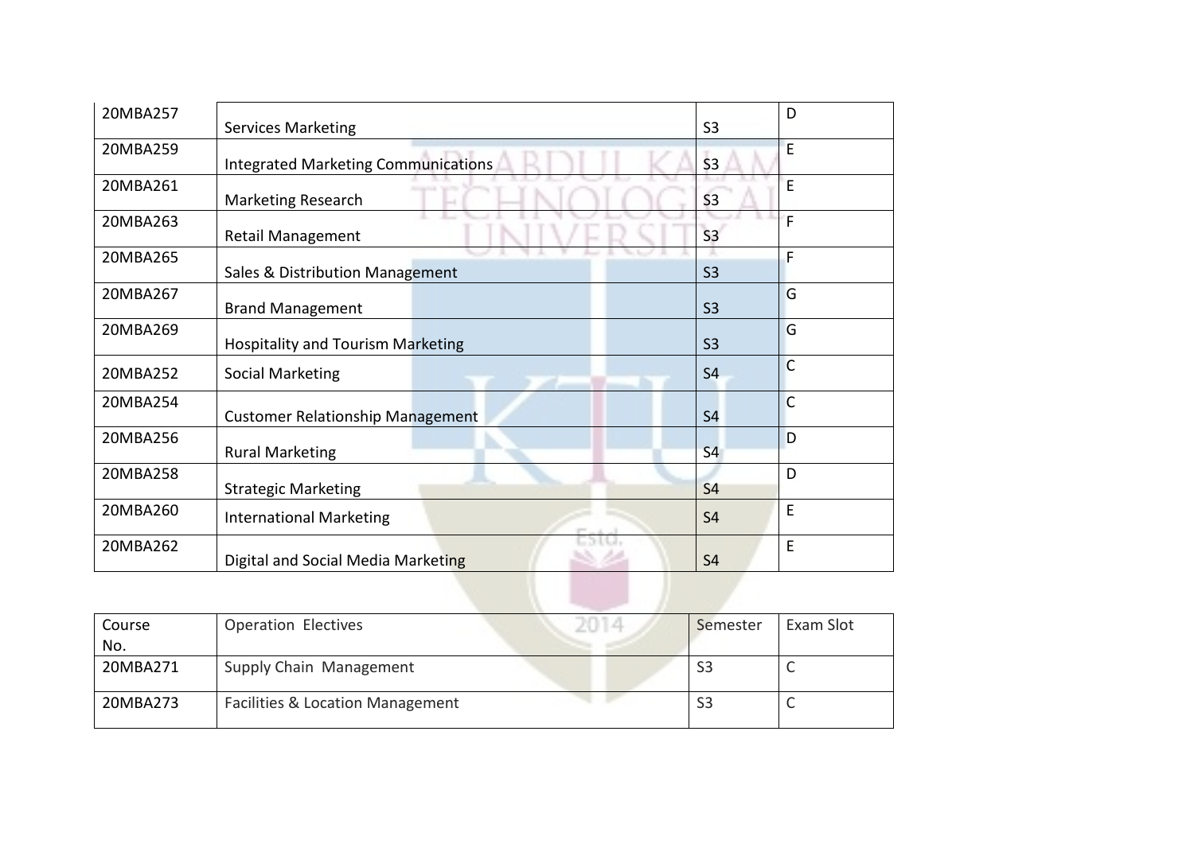| | | | |
|---|---|---|---|
| 20MBA257 | Services Marketing | S3 | D |
| 20MBA259 | Integrated Marketing Communications | S3 | E |
| 20MBA261 | Marketing Research | S3 | E |
| 20MBA263 | Retail Management | S3 | F |
| 20MBA265 | Sales & Distribution Management | S3 | F |
| 20MBA267 | Brand Management | S3 | G |
| 20MBA269 | Hospitality and Tourism Marketing | S3 | G |
| 20MBA252 | Social Marketing | S4 | C |
| 20MBA254 | Customer Relationship Management | S4 | C |
| 20MBA256 | Rural Marketing | S4 | D |
| 20MBA258 | Strategic Marketing | S4 | D |
| 20MBA260 | International Marketing | S4 | E |
| 20MBA262 | Digital and Social Media Marketing | S4 | E |

| Course No. | Operation Electives | Semester | Exam Slot |
|---|---|---|---|
| 20MBA271 | Supply Chain Management | S3 | C |
| 20MBA273 | Facilities & Location Management | S3 | C |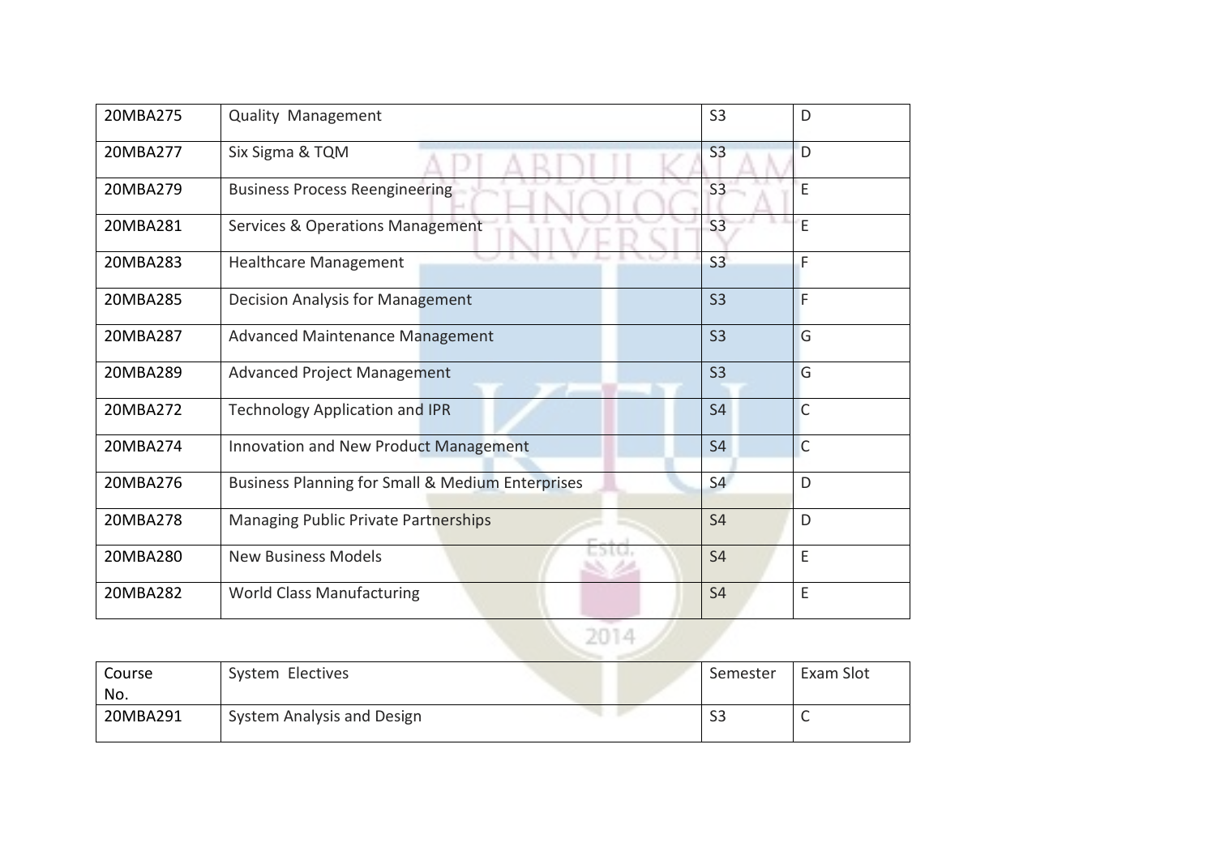| | | | |
|---|---|---|---|
| 20MBA275 | Quality Management | S3 | D |
| 20MBA277 | Six Sigma & TQM | S3 | D |
| 20MBA279 | Business Process Reengineering | S3 | E |
| 20MBA281 | Services & Operations Management | S3 | E |
| 20MBA283 | Healthcare Management | S3 | F |
| 20MBA285 | Decision Analysis for Management | S3 | F |
| 20MBA287 | Advanced Maintenance Management | S3 | G |
| 20MBA289 | Advanced Project Management | S3 | G |
| 20MBA272 | Technology Application and IPR | S4 | C |
| 20MBA274 | Innovation and New Product Management | S4 | C |
| 20MBA276 | Business Planning for Small & Medium Enterprises | S4 | D |
| 20MBA278 | Managing Public Private Partnerships | S4 | D |
| 20MBA280 | New Business Models | S4 | E |
| 20MBA282 | World Class Manufacturing | S4 | E |

| Course No. | System Electives | Semester | Exam Slot |
|---|---|---|---|
| 20MBA291 | System Analysis and Design | S3 | C |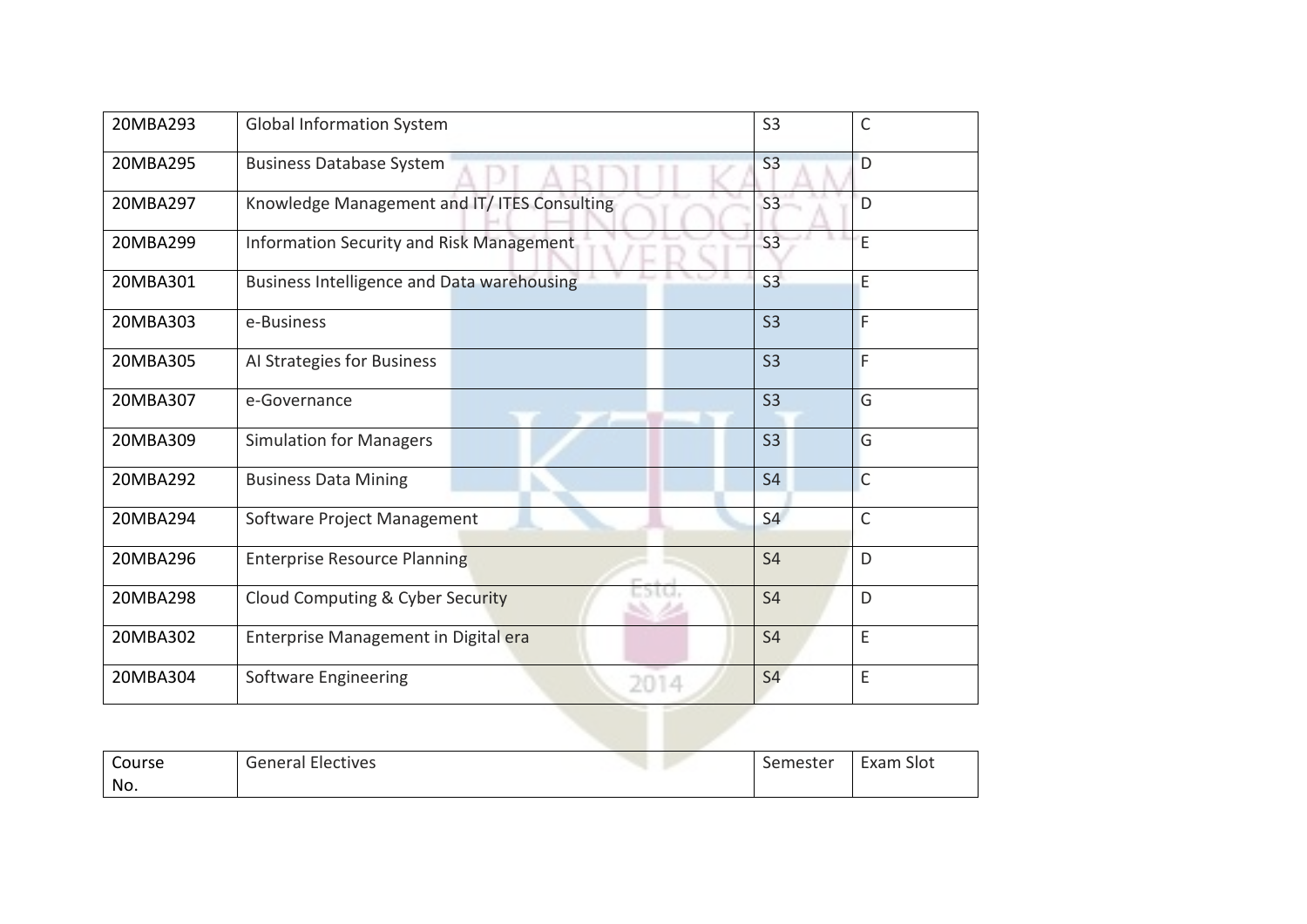| | | | |
|---|---|---|---|
| 20MBA293 | Global Information System | S3 | C |
| 20MBA295 | Business Database System | S3 | D |
| 20MBA297 | Knowledge Management and IT/ ITES Consulting | S3 | D |
| 20MBA299 | Information Security and Risk Management | S3 | E |
| 20MBA301 | Business Intelligence and Data warehousing | S3 | E |
| 20MBA303 | e-Business | S3 | F |
| 20MBA305 | AI Strategies for Business | S3 | F |
| 20MBA307 | e-Governance | S3 | G |
| 20MBA309 | Simulation for Managers | S3 | G |
| 20MBA292 | Business Data Mining | S4 | C |
| 20MBA294 | Software Project Management | S4 | C |
| 20MBA296 | Enterprise Resource Planning | S4 | D |
| 20MBA298 | Cloud Computing & Cyber Security | S4 | D |
| 20MBA302 | Enterprise Management in Digital era | S4 | E |
| 20MBA304 | Software Engineering | S4 | E |

| Course No. | General Electives | Semester | Exam Slot |
|---|---|---|---|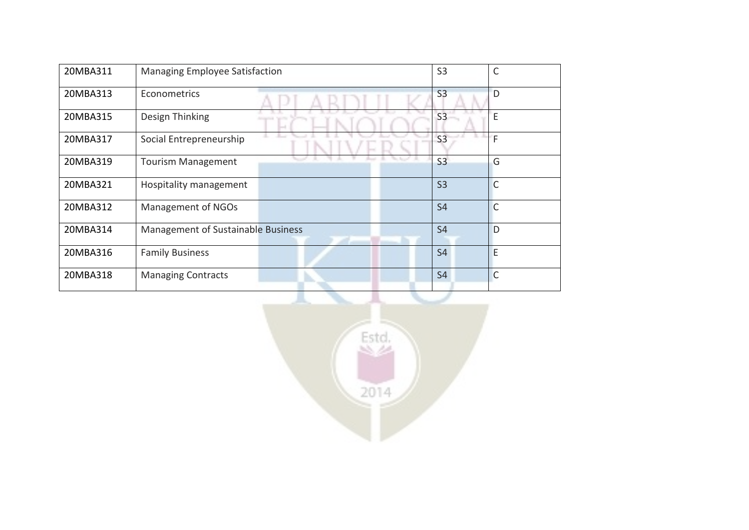| | | | |
|---|---|---|---|
| 20MBA311 | Managing Employee Satisfaction | S3 | C |
| 20MBA313 | Econometrics | S3 | D |
| 20MBA315 | Design Thinking | S3 | E |
| 20MBA317 | Social Entrepreneurship | S3 | F |
| 20MBA319 | Tourism Management | S3 | G |
| 20MBA321 | Hospitality management | S3 | C |
| 20MBA312 | Management of NGOs | S4 | C |
| 20MBA314 | Management of Sustainable Business | S4 | D |
| 20MBA316 | Family Business | S4 | E |
| 20MBA318 | Managing Contracts | S4 | C |